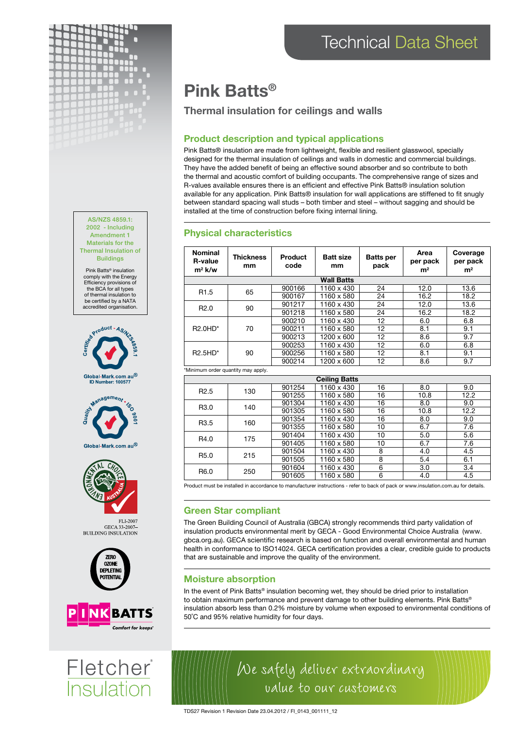# Technical Data Sheet

# Pink Batts®

## Thermal insulation for ceilings and walls

### Product description and typical applications

Pink Batts® insulation are made from lightweight, flexible and resilient glasswool, specially designed for the thermal insulation of ceilings and walls in domestic and commercial buildings. They have the added benefit of being an effective sound absorber and so contribute to both the thermal and acoustic comfort of building occupants. The comprehensive range of sizes and R-values available ensures there is an efficient and effective Pink Batts® insulation solution available for any application. Pink Batts® insulation for wall applications are stiffened to fit snugly between standard spacing wall studs – both timber and steel – without sagging and should be installed at the time of construction before fixing internal lining.

### Physical characteristics

| Nominal R-value $m^2$ k/w | Thickness mm | Product code | Batt size mm | Batts per pack | Area per pack $m^2$ | Coverage per pack $m^2$ |
|---|---|---|---|---|---|---|
| **Wall Batts** | | | | | | |
| R1.5 | 65 | 900166 | 1160 x 430 | 24 | 12.0 | 13.6 |
| | | 900167 | 1160 x 580 | 24 | 16.2 | 18.2 |
| R2.0 | 90 | 901217 | 1160 x 430 | 24 | 12.0 | 13.6 |
| | | 901218 | 1160 x 580 | 24 | 16.2 | 18.2 |
| R2.0HD* | 70 | 900210 | 1160 x 430 | 12 | 6.0 | 6.8 |
| | | 900211 | 1160 x 580 | 12 | 8.1 | 9.1 |
| | | 900213 | 1200 x 600 | 12 | 8.6 | 9.7 |
| R2.5HD* | 90 | 900253 | 1160 x 430 | 12 | 6.0 | 6.8 |
| | | 900256 | 1160 x 580 | 12 | 8.1 | 9.1 |
| | | 900214 | 1200 x 600 | 12 | 8.6 | 9.7 |

*Minimum order quantity may apply.

| Nominal R-value $m^2$ k/w | Thickness mm | Product code | Batt size mm | Batts per pack | Area per pack $m^2$ | Coverage per pack $m^2$ |
|---|---|---|---|---|---|---|
| **Ceiling Batts** | | | | | | |
| R2.5 | 130 | 901254 | 1160 x 430 | 16 | 8.0 | 9.0 |
| | | 901255 | 1160 x 580 | 16 | 10.8 | 12.2 |
| R3.0 | 140 | 901304 | 1160 x 430 | 16 | 8.0 | 9.0 |
| | | 901305 | 1160 x 580 | 16 | 10.8 | 12.2 |
| R3.5 | 160 | 901354 | 1160 x 430 | 16 | 8.0 | 9.0 |
| | | 901355 | 1160 x 580 | 10 | 6.7 | 7.6 |
| R4.0 | 175 | 901404 | 1160 x 430 | 10 | 5.0 | 5.6 |
| | | 901405 | 1160 x 580 | 10 | 6.7 | 7.6 |
| R5.0 | 215 | 901504 | 1160 x 430 | 8 | 4.0 | 4.5 |
| | | 901505 | 1160 x 580 | 8 | 5.4 | 6.1 |
| R6.0 | 250 | 901604 | 1160 x 430 | 6 | 3.0 | 3.4 |
| | | 901605 | 1160 x 580 | 6 | 4.0 | 4.5 |

Product must be installed in accordance to manufacturer instructions - refer to back of pack or www.insulation.com.au for details.

### Green Star compliant

The Green Building Council of Australia (GBCA) strongly recommends third party validation of insulation products environmental merit by GECA - Good Environmental Choice Australia (www.gbca.org.au). GECA scientific research is based on function and overall environmental and human health in conformance to ISO14024. GECA certification provides a clear, credible guide to products that are sustainable and improve the quality of the environment.

### Moisture absorption

In the event of Pink Batts® insulation becoming wet, they should be dried prior to installation to obtain maximum performance and prevent damage to other building elements. Pink Batts® insulation absorb less than 0.2% moisture by volume when exposed to environmental conditions of 50˚C and 95% relative humidity for four days.

**AS/NZS 4859.1: 2002 - Including Amendment 1 Materials for the Thermal Insulation of Buildings**

Pink Batts® insulation comply with the Energy Efficiency provisions of the BCA for all types of thermal insulation to be certified by a NATA accredited organisation.

Certified Product - AS/NZS4859.1
Global-Mark.com.au®
ID Number: 100577

Quality Management - ISO 9001
Global-Mark.com.au®

Environmental Choice Australia
FLI-2007
GECA 33-2007–
BUILDING INSULATION

ZERO OZONE DEPLETING POTENTIAL

PINK BATTS
Comfort for keeps®

Fletcher® Insulation

We safely deliver extraordinary value to our customers

TDS27 Revision 1 Revision Date 23.04.2012 / FI_0143_001111_12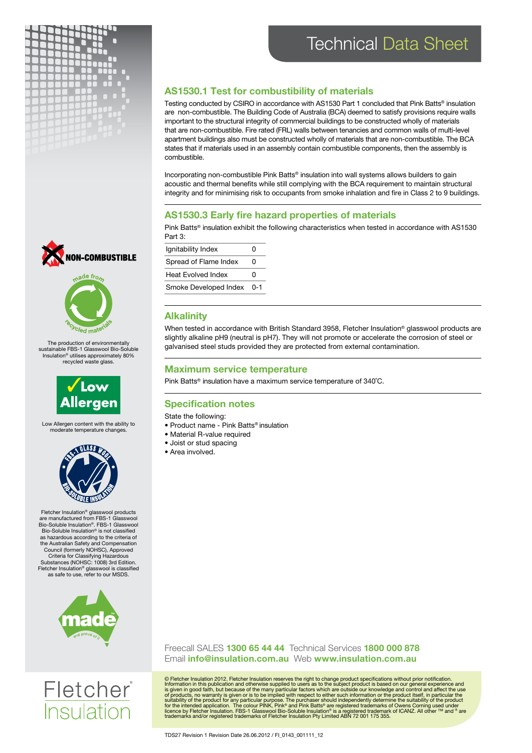# Technical Data Sheet

## AS1530.1 Test for combustibility of materials

Testing conducted by CSIRO in accordance with AS1530 Part 1 concluded that Pink Batts® insulation are non-combustible. The Building Code of Australia (BCA) deemed to satisfy provisions require walls important to the structural integrity of commercial buildings to be constructed wholly of materials that are non-combustible. Fire rated (FRL) walls between tenancies and common walls of multi-level apartment buildings also must be constructed wholly of materials that are non-combustible. The BCA states that if materials used in an assembly contain combustible components, then the assembly is combustible.

Incorporating non-combustible Pink Batts® insulation into wall systems allows builders to gain acoustic and thermal benefits while still complying with the BCA requirement to maintain structural integrity and for minimising risk to occupants from smoke inhalation and fire in Class 2 to 9 buildings.

## AS1530.3 Early fire hazard properties of materials

Pink Batts® insulation exhibit the following characteristics when tested in accordance with AS1530 Part 3:

| | |
|---|---|
| Ignitability Index | 0 |
| Spread of Flame Index | 0 |
| Heat Evolved Index | 0 |
| Smoke Developed Index | 0-1 |

## Alkalinity

When tested in accordance with British Standard 3958, Fletcher Insulation® glasswool products are slightly alkaline pH9 (neutral is pH7). They will not promote or accelerate the corrosion of steel or galvanised steel studs provided they are protected from external contamination.

## Maximum service temperature

Pink Batts® insulation have a maximum service temperature of 340˚C.

## Specification notes

State the following:

- Product name - Pink Batts® insulation
- Material R-value required
- Joist or stud spacing
- Area involved.

NON-COMBUSTIBLE

made from recycled materials

The production of environmentally sustainable FBS-1 Glasswool Bio-Soluble Insulation® utilises approximately 80% recycled waste glass.

✓Low Allergen

Low Allergen content with the ability to moderate temperature changes.

FBS-1 GLASS WOOL BIO-SOLUBLE INSULATION

Fletcher Insulation® glasswool products are manufactured from FBS-1 Glasswool Bio-Soluble Insulation®. FBS-1 Glasswool Bio-Soluble Insulation® is not classified as hazardous according to the criteria of the Australian Safety and Compensation Council (formerly NOHSC), Approved Criteria for Classifying Hazardous Substances (NOHSC: 1008) 3rd Edition. Fletcher Insulation® glasswool is classified as safe to use, refer to our MSDS.

made™ and proud of it

Fletcher® Insulation

Freecall SALES **1300 65 44 44** Technical Services **1800 000 878**
Email **info@insulation.com.au** Web **www.insulation.com.au**

© Fletcher Insulation 2012. Fletcher Insulation reserves the right to change product specifications without prior notification. Information in this publication and otherwise supplied to users as to the subject product is based on our general experience and is given in good faith, but because of the many particular factors which are outside our knowledge and control and affect the use of products, no warranty is given or is to be implied with respect to either such information or the product itself, in particular the suitability of the product for any particular purpose. The purchaser should independently determine the suitability of the product for the intended application. The colour PINK, Pink® and Pink Batts® are registered trademarks of Owens Corning used under licence by Fletcher Insulation. FBS-1 Glasswool Bio-Soluble Insulation® is a registered trademark of ICANZ. All other ™ and ® are trademarks and/or registered trademarks of Fletcher Insulation Pty Limited ABN 72 001 175 355.

TDS27 Revision 1 Revision Date 26.06.2012 / FI_0143_001111_12